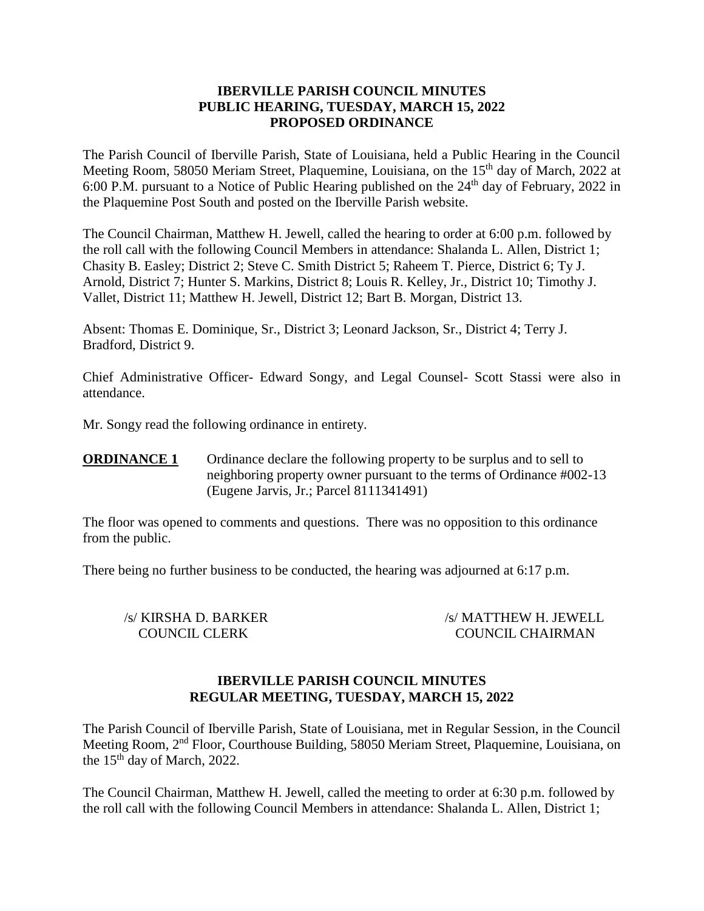**IBERVILLE PARISH COUNCIL MINUTES**
**PUBLIC HEARING, TUESDAY, MARCH 15, 2022**
**PROPOSED ORDINANCE**

The Parish Council of Iberville Parish, State of Louisiana, held a Public Hearing in the Council Meeting Room, 58050 Meriam Street, Plaquemine, Louisiana, on the 15th day of March, 2022 at 6:00 P.M. pursuant to a Notice of Public Hearing published on the 24th day of February, 2022 in the Plaquemine Post South and posted on the Iberville Parish website.

The Council Chairman, Matthew H. Jewell, called the hearing to order at 6:00 p.m. followed by the roll call with the following Council Members in attendance: Shalanda L. Allen, District 1; Chasity B. Easley; District 2; Steve C. Smith District 5; Raheem T. Pierce, District 6; Ty J. Arnold, District 7; Hunter S. Markins, District 8; Louis R. Kelley, Jr., District 10; Timothy J. Vallet, District 11; Matthew H. Jewell, District 12; Bart B. Morgan, District 13.

Absent: Thomas E. Dominique, Sr., District 3; Leonard Jackson, Sr., District 4; Terry J. Bradford, District 9.

Chief Administrative Officer- Edward Songy, and Legal Counsel- Scott Stassi were also in attendance.

Mr. Songy read the following ordinance in entirety.

**ORDINANCE 1** Ordinance declare the following property to be surplus and to sell to neighboring property owner pursuant to the terms of Ordinance #002-13 (Eugene Jarvis, Jr.; Parcel 8111341491)

The floor was opened to comments and questions. There was no opposition to this ordinance from the public.

There being no further business to be conducted, the hearing was adjourned at 6:17 p.m.

/s/ KIRSHA D. BARKER
COUNCIL CLERK

/s/ MATTHEW H. JEWELL
COUNCIL CHAIRMAN

**IBERVILLE PARISH COUNCIL MINUTES**
**REGULAR MEETING, TUESDAY, MARCH 15, 2022**

The Parish Council of Iberville Parish, State of Louisiana, met in Regular Session, in the Council Meeting Room, 2nd Floor, Courthouse Building, 58050 Meriam Street, Plaquemine, Louisiana, on the 15th day of March, 2022.

The Council Chairman, Matthew H. Jewell, called the meeting to order at 6:30 p.m. followed by the roll call with the following Council Members in attendance: Shalanda L. Allen, District 1;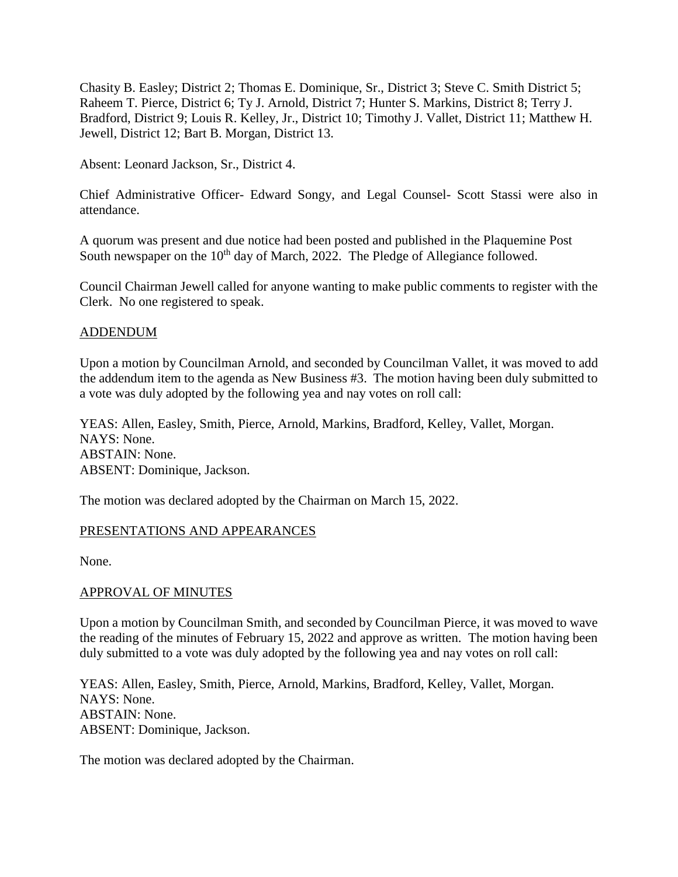Chasity B. Easley; District 2; Thomas E. Dominique, Sr., District 3; Steve C. Smith District 5; Raheem T. Pierce, District 6; Ty J. Arnold, District 7; Hunter S. Markins, District 8; Terry J. Bradford, District 9; Louis R. Kelley, Jr., District 10; Timothy J. Vallet, District 11; Matthew H. Jewell, District 12; Bart B. Morgan, District 13.

Absent: Leonard Jackson, Sr., District 4.

Chief Administrative Officer- Edward Songy, and Legal Counsel- Scott Stassi were also in attendance.

A quorum was present and due notice had been posted and published in the Plaquemine Post South newspaper on the 10th day of March, 2022. The Pledge of Allegiance followed.

Council Chairman Jewell called for anyone wanting to make public comments to register with the Clerk. No one registered to speak.

## ADDENDUM

Upon a motion by Councilman Arnold, and seconded by Councilman Vallet, it was moved to add the addendum item to the agenda as New Business #3. The motion having been duly submitted to a vote was duly adopted by the following yea and nay votes on roll call:

YEAS: Allen, Easley, Smith, Pierce, Arnold, Markins, Bradford, Kelley, Vallet, Morgan.
NAYS: None.
ABSTAIN: None.
ABSENT: Dominique, Jackson.

The motion was declared adopted by the Chairman on March 15, 2022.

## PRESENTATIONS AND APPEARANCES

None.

## APPROVAL OF MINUTES

Upon a motion by Councilman Smith, and seconded by Councilman Pierce, it was moved to wave the reading of the minutes of February 15, 2022 and approve as written. The motion having been duly submitted to a vote was duly adopted by the following yea and nay votes on roll call:

YEAS: Allen, Easley, Smith, Pierce, Arnold, Markins, Bradford, Kelley, Vallet, Morgan.
NAYS: None.
ABSTAIN: None.
ABSENT: Dominique, Jackson.

The motion was declared adopted by the Chairman.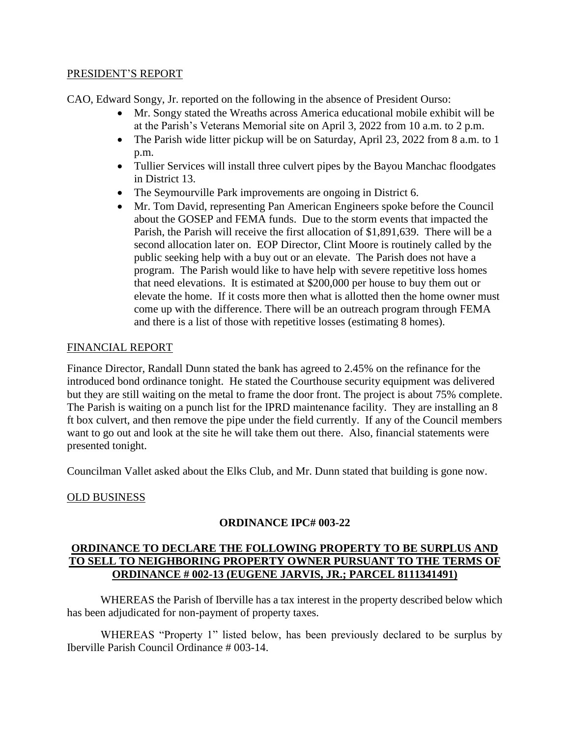PRESIDENT'S REPORT

CAO, Edward Songy, Jr. reported on the following in the absence of President Ourso:

- Mr. Songy stated the Wreaths across America educational mobile exhibit will be at the Parish's Veterans Memorial site on April 3, 2022 from 10 a.m. to 2 p.m.
- The Parish wide litter pickup will be on Saturday, April 23, 2022 from 8 a.m. to 1 p.m.
- Tullier Services will install three culvert pipes by the Bayou Manchac floodgates in District 13.
- The Seymourville Park improvements are ongoing in District 6.
- Mr. Tom David, representing Pan American Engineers spoke before the Council about the GOSEP and FEMA funds. Due to the storm events that impacted the Parish, the Parish will receive the first allocation of $1,891,639. There will be a second allocation later on. EOP Director, Clint Moore is routinely called by the public seeking help with a buy out or an elevate. The Parish does not have a program. The Parish would like to have help with severe repetitive loss homes that need elevations. It is estimated at $200,000 per house to buy them out or elevate the home. If it costs more then what is allotted then the home owner must come up with the difference. There will be an outreach program through FEMA and there is a list of those with repetitive losses (estimating 8 homes).

FINANCIAL REPORT

Finance Director, Randall Dunn stated the bank has agreed to 2.45% on the refinance for the introduced bond ordinance tonight. He stated the Courthouse security equipment was delivered but they are still waiting on the metal to frame the door front. The project is about 75% complete. The Parish is waiting on a punch list for the IPRD maintenance facility. They are installing an 8 ft box culvert, and then remove the pipe under the field currently. If any of the Council members want to go out and look at the site he will take them out there. Also, financial statements were presented tonight.

Councilman Vallet asked about the Elks Club, and Mr. Dunn stated that building is gone now.

OLD BUSINESS

**ORDINANCE IPC# 003-22**

**ORDINANCE TO DECLARE THE FOLLOWING PROPERTY TO BE SURPLUS AND TO SELL TO NEIGHBORING PROPERTY OWNER PURSUANT TO THE TERMS OF ORDINANCE # 002-13 (EUGENE JARVIS, JR.; PARCEL 8111341491)**

WHEREAS the Parish of Iberville has a tax interest in the property described below which has been adjudicated for non-payment of property taxes.

WHEREAS "Property 1" listed below, has been previously declared to be surplus by Iberville Parish Council Ordinance # 003-14.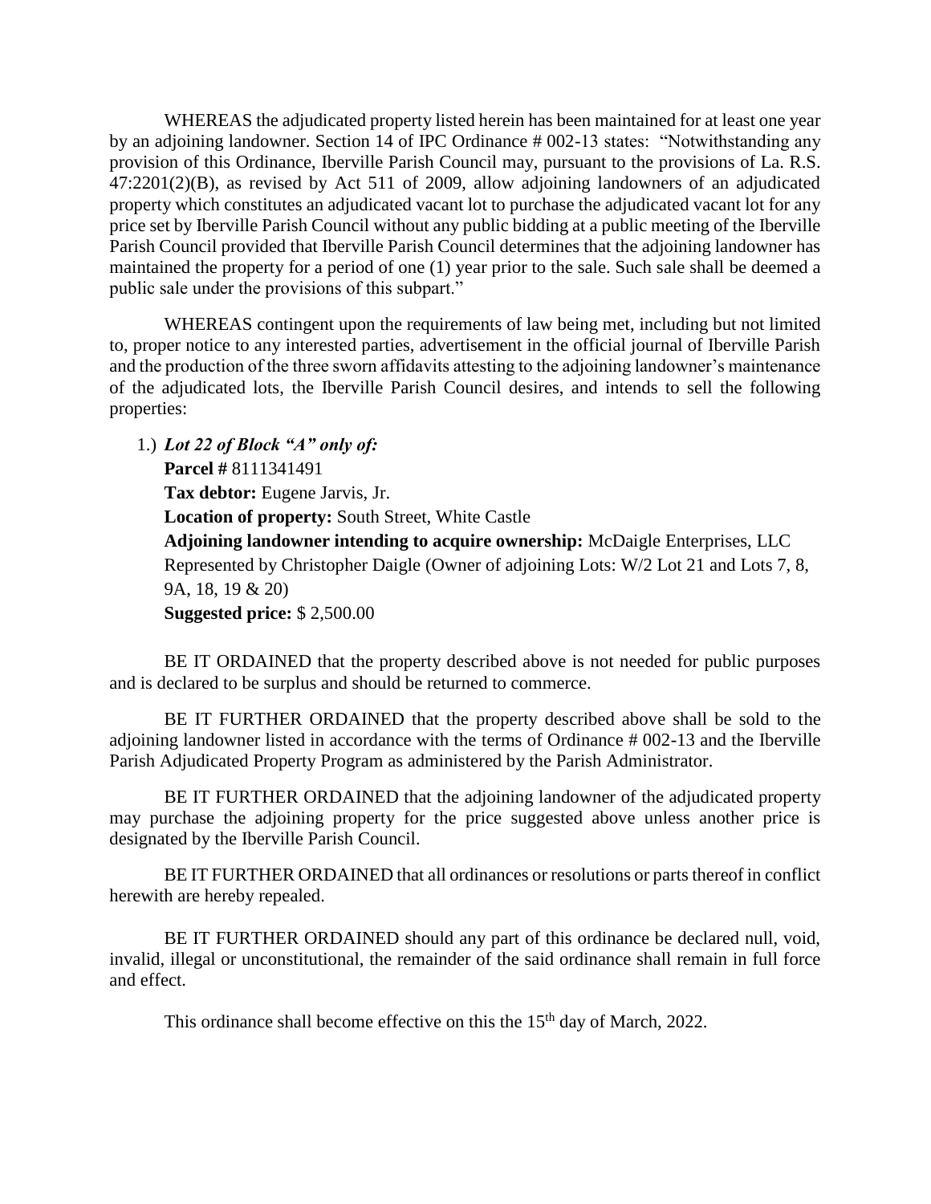WHEREAS the adjudicated property listed herein has been maintained for at least one year by an adjoining landowner. Section 14 of IPC Ordinance # 002-13 states: "Notwithstanding any provision of this Ordinance, Iberville Parish Council may, pursuant to the provisions of La. R.S. 47:2201(2)(B), as revised by Act 511 of 2009, allow adjoining landowners of an adjudicated property which constitutes an adjudicated vacant lot to purchase the adjudicated vacant lot for any price set by Iberville Parish Council without any public bidding at a public meeting of the Iberville Parish Council provided that Iberville Parish Council determines that the adjoining landowner has maintained the property for a period of one (1) year prior to the sale. Such sale shall be deemed a public sale under the provisions of this subpart."

WHEREAS contingent upon the requirements of law being met, including but not limited to, proper notice to any interested parties, advertisement in the official journal of Iberville Parish and the production of the three sworn affidavits attesting to the adjoining landowner's maintenance of the adjudicated lots, the Iberville Parish Council desires, and intends to sell the following properties:

1.) ***Lot 22 of Block "A" only of:***
**Parcel #** 8111341491
**Tax debtor:** Eugene Jarvis, Jr.
**Location of property:** South Street, White Castle
**Adjoining landowner intending to acquire ownership:** McDaigle Enterprises, LLC Represented by Christopher Daigle (Owner of adjoining Lots: W/2 Lot 21 and Lots 7, 8, 9A, 18, 19 & 20)
**Suggested price:** $ 2,500.00

BE IT ORDAINED that the property described above is not needed for public purposes and is declared to be surplus and should be returned to commerce.

BE IT FURTHER ORDAINED that the property described above shall be sold to the adjoining landowner listed in accordance with the terms of Ordinance # 002-13 and the Iberville Parish Adjudicated Property Program as administered by the Parish Administrator.

BE IT FURTHER ORDAINED that the adjoining landowner of the adjudicated property may purchase the adjoining property for the price suggested above unless another price is designated by the Iberville Parish Council.

BE IT FURTHER ORDAINED that all ordinances or resolutions or parts thereof in conflict herewith are hereby repealed.

BE IT FURTHER ORDAINED should any part of this ordinance be declared null, void, invalid, illegal or unconstitutional, the remainder of the said ordinance shall remain in full force and effect.

This ordinance shall become effective on this the 15th day of March, 2022.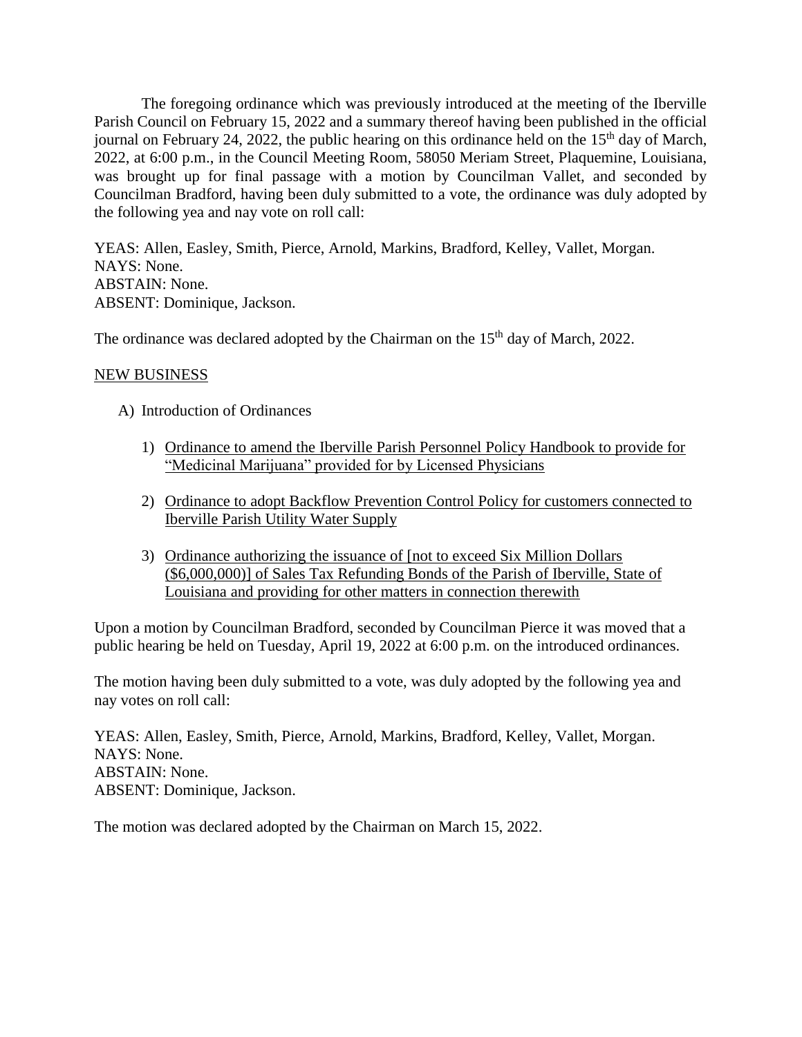The foregoing ordinance which was previously introduced at the meeting of the Iberville Parish Council on February 15, 2022 and a summary thereof having been published in the official journal on February 24, 2022, the public hearing on this ordinance held on the 15th day of March, 2022, at 6:00 p.m., in the Council Meeting Room, 58050 Meriam Street, Plaquemine, Louisiana, was brought up for final passage with a motion by Councilman Vallet, and seconded by Councilman Bradford, having been duly submitted to a vote, the ordinance was duly adopted by the following yea and nay vote on roll call:

YEAS: Allen, Easley, Smith, Pierce, Arnold, Markins, Bradford, Kelley, Vallet, Morgan.
NAYS: None.
ABSTAIN: None.
ABSENT: Dominique, Jackson.

The ordinance was declared adopted by the Chairman on the 15th day of March, 2022.

<u>NEW BUSINESS</u>

A) Introduction of Ordinances

1) <u>Ordinance to amend the Iberville Parish Personnel Policy Handbook to provide for "Medicinal Marijuana" provided for by Licensed Physicians</u>

2) <u>Ordinance to adopt Backflow Prevention Control Policy for customers connected to Iberville Parish Utility Water Supply</u>

3) <u>Ordinance authorizing the issuance of [not to exceed Six Million Dollars ($6,000,000)] of Sales Tax Refunding Bonds of the Parish of Iberville, State of Louisiana and providing for other matters in connection therewith</u>

Upon a motion by Councilman Bradford, seconded by Councilman Pierce it was moved that a public hearing be held on Tuesday, April 19, 2022 at 6:00 p.m. on the introduced ordinances.

The motion having been duly submitted to a vote, was duly adopted by the following yea and nay votes on roll call:

YEAS: Allen, Easley, Smith, Pierce, Arnold, Markins, Bradford, Kelley, Vallet, Morgan.
NAYS: None.
ABSTAIN: None.
ABSENT: Dominique, Jackson.

The motion was declared adopted by the Chairman on March 15, 2022.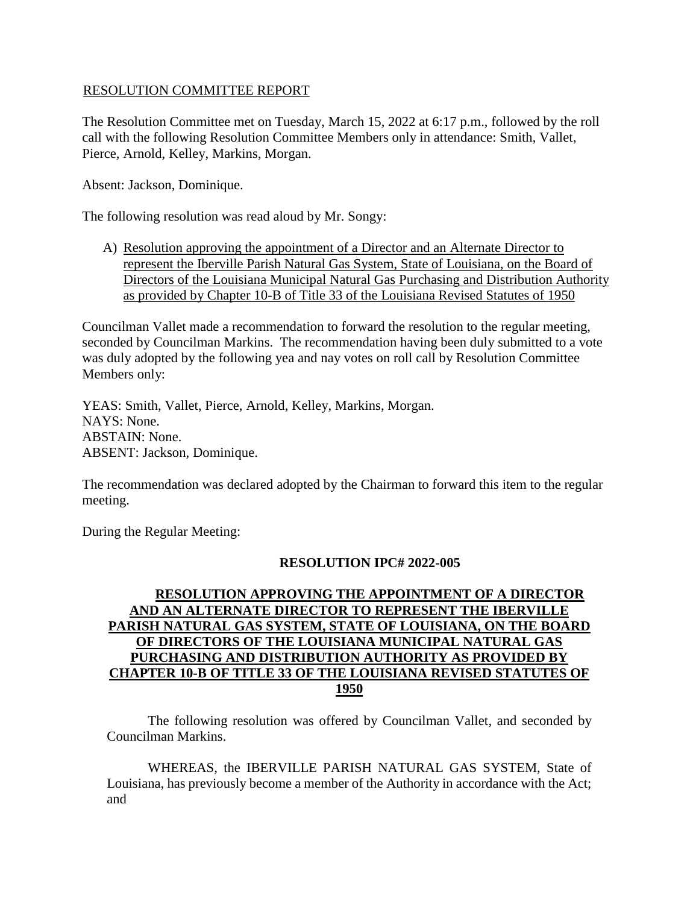<u>RESOLUTION COMMITTEE REPORT</u>

The Resolution Committee met on Tuesday, March 15, 2022 at 6:17 p.m., followed by the roll call with the following Resolution Committee Members only in attendance: Smith, Vallet, Pierce, Arnold, Kelley, Markins, Morgan.

Absent: Jackson, Dominique.

The following resolution was read aloud by Mr. Songy:

A) <u>Resolution approving the appointment of a Director and an Alternate Director to represent the Iberville Parish Natural Gas System, State of Louisiana, on the Board of Directors of the Louisiana Municipal Natural Gas Purchasing and Distribution Authority as provided by Chapter 10-B of Title 33 of the Louisiana Revised Statutes of 1950</u>

Councilman Vallet made a recommendation to forward the resolution to the regular meeting, seconded by Councilman Markins. The recommendation having been duly submitted to a vote was duly adopted by the following yea and nay votes on roll call by Resolution Committee Members only:

YEAS: Smith, Vallet, Pierce, Arnold, Kelley, Markins, Morgan.
NAYS: None.
ABSTAIN: None.
ABSENT: Jackson, Dominique.

The recommendation was declared adopted by the Chairman to forward this item to the regular meeting.

During the Regular Meeting:

**RESOLUTION IPC# 2022-005**

**<u>RESOLUTION APPROVING THE APPOINTMENT OF A DIRECTOR AND AN ALTERNATE DIRECTOR TO REPRESENT THE IBERVILLE PARISH NATURAL GAS SYSTEM, STATE OF LOUISIANA, ON THE BOARD OF DIRECTORS OF THE LOUISIANA MUNICIPAL NATURAL GAS PURCHASING AND DISTRIBUTION AUTHORITY AS PROVIDED BY CHAPTER 10-B OF TITLE 33 OF THE LOUISIANA REVISED STATUTES OF 1950</u>**

The following resolution was offered by Councilman Vallet, and seconded by Councilman Markins.

WHEREAS, the IBERVILLE PARISH NATURAL GAS SYSTEM, State of Louisiana, has previously become a member of the Authority in accordance with the Act; and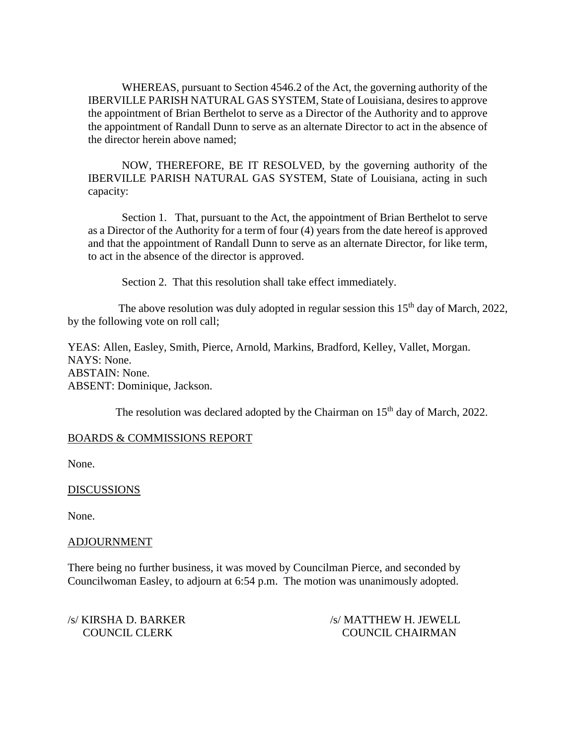WHEREAS, pursuant to Section 4546.2 of the Act, the governing authority of the IBERVILLE PARISH NATURAL GAS SYSTEM, State of Louisiana, desires to approve the appointment of Brian Berthelot to serve as a Director of the Authority and to approve the appointment of Randall Dunn to serve as an alternate Director to act in the absence of the director herein above named;

NOW, THEREFORE, BE IT RESOLVED, by the governing authority of the IBERVILLE PARISH NATURAL GAS SYSTEM, State of Louisiana, acting in such capacity:

Section 1. That, pursuant to the Act, the appointment of Brian Berthelot to serve as a Director of the Authority for a term of four (4) years from the date hereof is approved and that the appointment of Randall Dunn to serve as an alternate Director, for like term, to act in the absence of the director is approved.

Section 2. That this resolution shall take effect immediately.

The above resolution was duly adopted in regular session this 15th day of March, 2022, by the following vote on roll call;

YEAS: Allen, Easley, Smith, Pierce, Arnold, Markins, Bradford, Kelley, Vallet, Morgan.
NAYS: None.
ABSTAIN: None.
ABSENT: Dominique, Jackson.

The resolution was declared adopted by the Chairman on 15th day of March, 2022.

BOARDS & COMMISSIONS REPORT

None.

DISCUSSIONS

None.

ADJOURNMENT

There being no further business, it was moved by Councilman Pierce, and seconded by Councilwoman Easley, to adjourn at 6:54 p.m. The motion was unanimously adopted.

/s/ KIRSHA D. BARKER
COUNCIL CLERK

/s/ MATTHEW H. JEWELL
COUNCIL CHAIRMAN